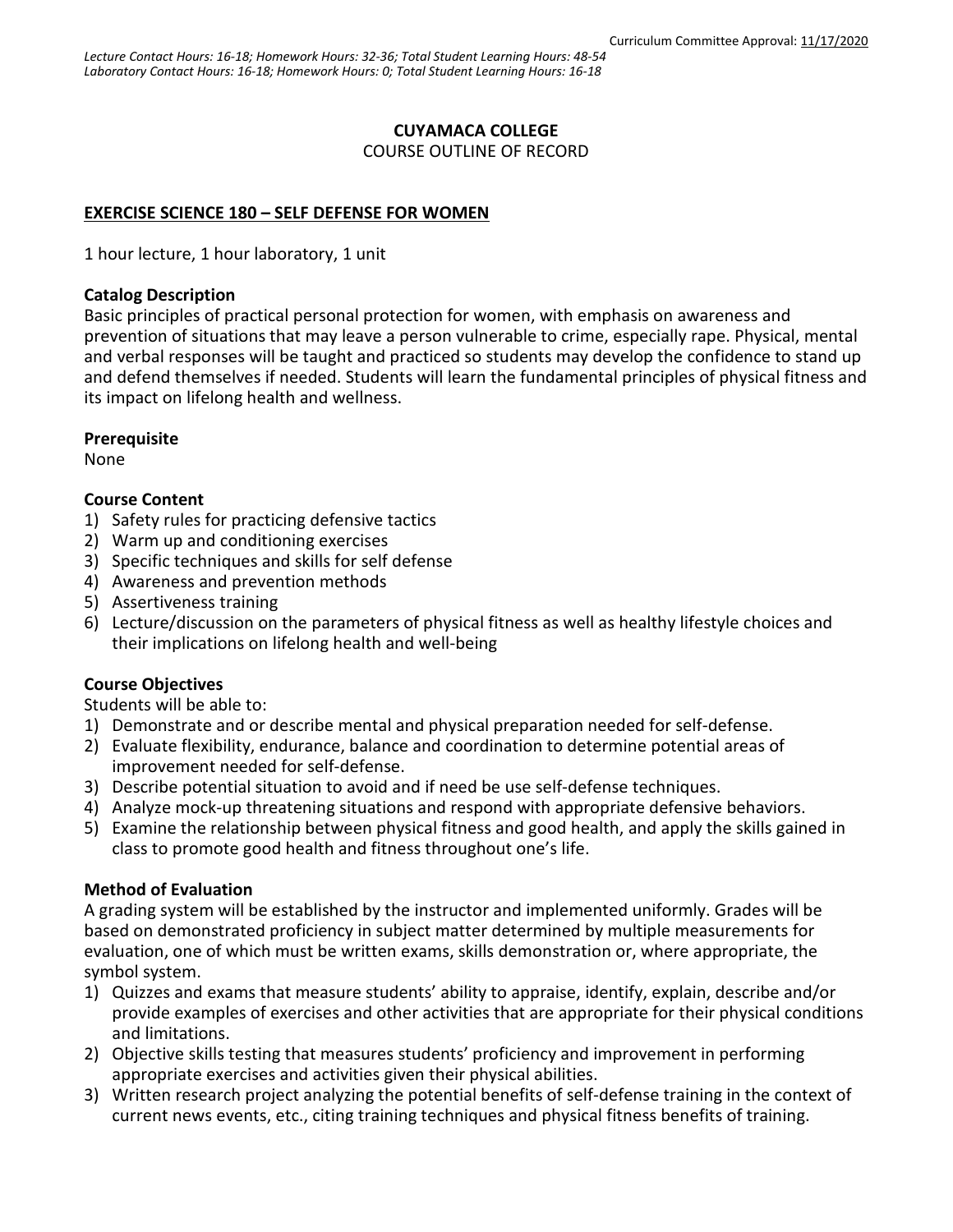Curriculum Committee Approval: 11/17/2020

*Lecture Contact Hours: 16-18; Homework Hours: 32-36; Total Student Learning Hours: 48-54*
*Laboratory Contact Hours: 16-18; Homework Hours: 0; Total Student Learning Hours: 16-18*

**CUYAMACA COLLEGE**
COURSE OUTLINE OF RECORD

**EXERCISE SCIENCE 180 – SELF DEFENSE FOR WOMEN**

1 hour lecture, 1 hour laboratory, 1 unit

**Catalog Description**
Basic principles of practical personal protection for women, with emphasis on awareness and prevention of situations that may leave a person vulnerable to crime, especially rape. Physical, mental and verbal responses will be taught and practiced so students may develop the confidence to stand up and defend themselves if needed. Students will learn the fundamental principles of physical fitness and its impact on lifelong health and wellness.

**Prerequisite**
None

**Course Content**
1) Safety rules for practicing defensive tactics
2) Warm up and conditioning exercises
3) Specific techniques and skills for self defense
4) Awareness and prevention methods
5) Assertiveness training
6) Lecture/discussion on the parameters of physical fitness as well as healthy lifestyle choices and their implications on lifelong health and well-being

**Course Objectives**
Students will be able to:
1) Demonstrate and or describe mental and physical preparation needed for self-defense.
2) Evaluate flexibility, endurance, balance and coordination to determine potential areas of improvement needed for self-defense.
3) Describe potential situation to avoid and if need be use self-defense techniques.
4) Analyze mock-up threatening situations and respond with appropriate defensive behaviors.
5) Examine the relationship between physical fitness and good health, and apply the skills gained in class to promote good health and fitness throughout one's life.

**Method of Evaluation**
A grading system will be established by the instructor and implemented uniformly. Grades will be based on demonstrated proficiency in subject matter determined by multiple measurements for evaluation, one of which must be written exams, skills demonstration or, where appropriate, the symbol system.
1) Quizzes and exams that measure students' ability to appraise, identify, explain, describe and/or provide examples of exercises and other activities that are appropriate for their physical conditions and limitations.
2) Objective skills testing that measures students' proficiency and improvement in performing appropriate exercises and activities given their physical abilities.
3) Written research project analyzing the potential benefits of self-defense training in the context of current news events, etc., citing training techniques and physical fitness benefits of training.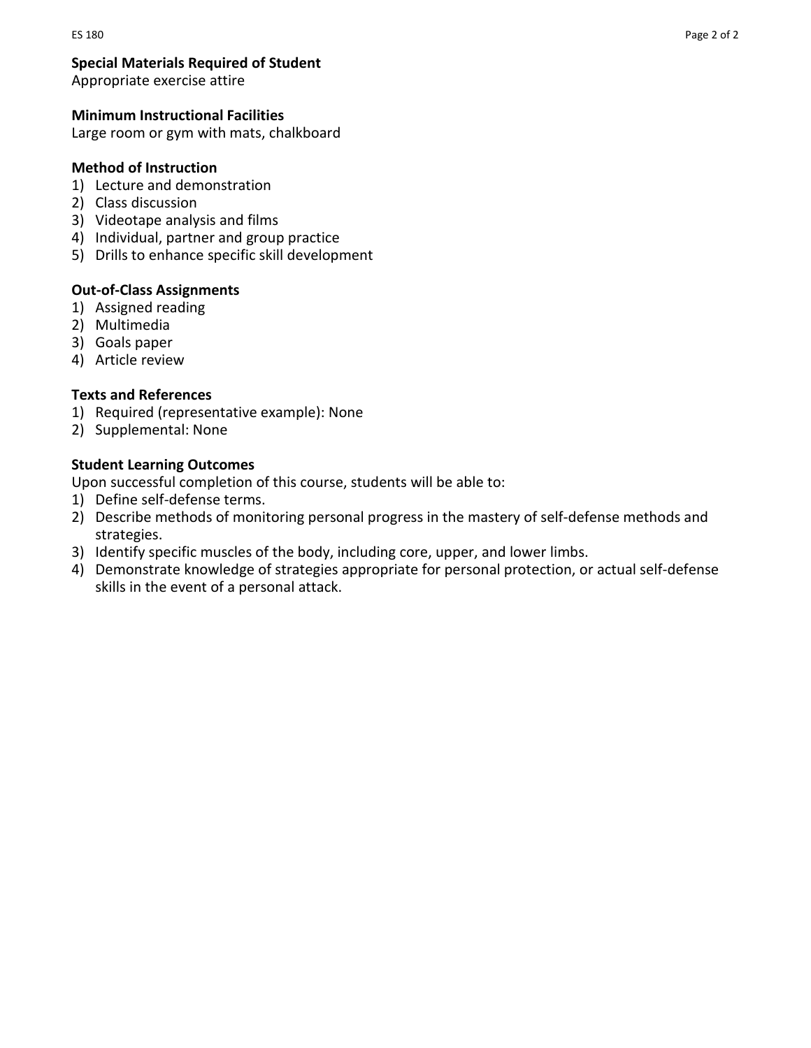**Special Materials Required of Student**
Appropriate exercise attire

**Minimum Instructional Facilities**
Large room or gym with mats, chalkboard

**Method of Instruction**
1) Lecture and demonstration
2) Class discussion
3) Videotape analysis and films
4) Individual, partner and group practice
5) Drills to enhance specific skill development

**Out-of-Class Assignments**
1) Assigned reading
2) Multimedia
3) Goals paper
4) Article review

**Texts and References**
1) Required (representative example): None
2) Supplemental: None

**Student Learning Outcomes**
Upon successful completion of this course, students will be able to:
1) Define self-defense terms.
2) Describe methods of monitoring personal progress in the mastery of self-defense methods and strategies.
3) Identify specific muscles of the body, including core, upper, and lower limbs.
4) Demonstrate knowledge of strategies appropriate for personal protection, or actual self-defense skills in the event of a personal attack.